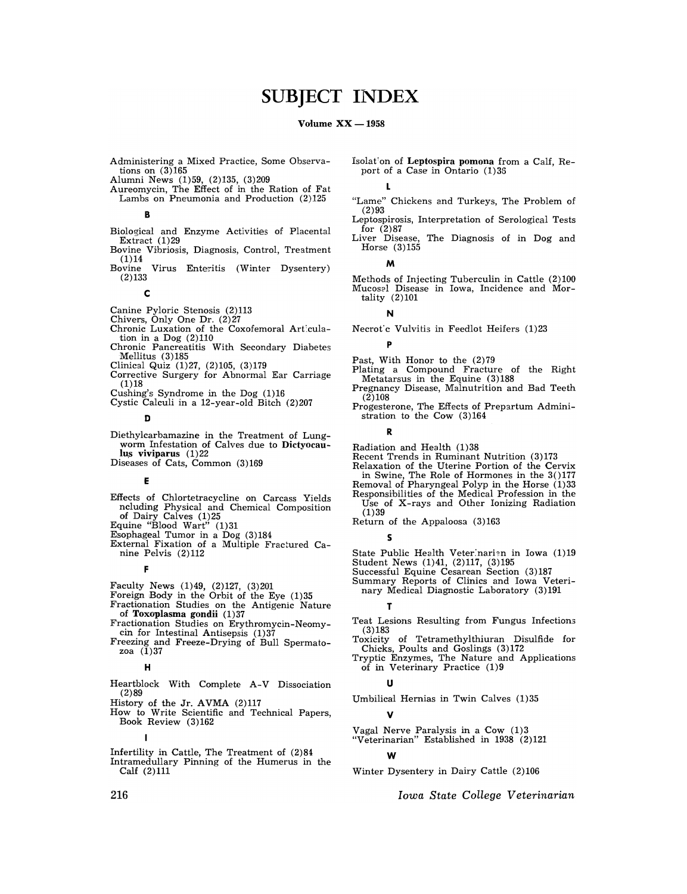# SUBJECT INDEX

**Volume XX — 1958**

Administering a Mixed Practice, Some Observations on (3)165
Alumni News (1)59, (2)135, (3)209
Aureomycin, The Effect of in the Ration of Fat Lambs on Pneumonia and Production (2)125

### B

Biological and Enzyme Activities of Placental Extract (1)29
Bovine Vibriosis, Diagnosis, Control, Treatment (1)14
Bovine Virus Enteritis (Winter Dysentery) (2)133

### C

Canine Pyloric Stenosis (2)113
Chivers, Only One Dr. (2)27
Chronic Luxation of the Coxofemoral Articulation in a Dog (2)110
Chronic Pancreatitis With Secondary Diabetes Mellitus (3)185
Clinical Quiz (1)27, (2)105, (3)179
Corrective Surgery for Abnormal Ear Carriage (1)18
Cushing's Syndrome in the Dog (1)16
Cystic Calculi in a 12-year-old Bitch (2)207

### D

Diethylcarbamazine in the Treatment of Lungworm Infestation of Calves due to **Dictyocaulus viviparus** (1)22
Diseases of Cats, Common (3)169

### E

Effects of Chlortetracycline on Carcass Yields ncluding Physical and Chemical Composition of Dairy Calves (1)25
Equine "Blood Wart" (1)31
Esophageal Tumor in a Dog (3)184
External Fixation of a Multiple Fractured Canine Pelvis (2)112

### F

Faculty News (1)49, (2)127, (3)201
Foreign Body in the Orbit of the Eye (1)35
Fractionation Studies on the Antigenic Nature of **Toxoplasma gondii** (1)37
Fractionation Studies on Erythromycin-Neomycin for Intestinal Antisepsis (1)37
Freezing and Freeze-Drying of Bull Spermatozoa (1)37

### H

Heartblock With Complete A-V Dissociation (2)89
History of the Jr. AVMA (2)117
How to Write Scientific and Technical Papers, Book Review (3)162

### I

Infertility in Cattle, The Treatment of (2)84
Intramedullary Pinning of the Humerus in the Calf (2)111
Isolation of **Leptospira pomona** from a Calf, Report of a Case in Ontario (1)36

### L

"Lame" Chickens and Turkeys, The Problem of (2)93
Leptospirosis, Interpretation of Serological Tests for (2)87
Liver Disease, The Diagnosis of in Dog and Horse (3)155

### M

Methods of Injecting Tuberculin in Cattle (2)100
Mucosal Disease in Iowa, Incidence and Mortality (2)101

### N

Necrotic Vulvitis in Feedlot Heifers (1)23

### P

Past, With Honor to the (2)79
Plating a Compound Fracture of the Right Metatarsus in the Equine (3)188
Pregnancy Disease, Malnutrition and Bad Teeth (2)108
Progesterone, The Effects of Prepartum Administration to the Cow (3)164

### R

Radiation and Health (1)38
Recent Trends in Ruminant Nutrition (3)173
Relaxation of the Uterine Portion of the Cervix in Swine, The Role of Hormones in the 3()177
Removal of Pharyngeal Polyp in the Horse (1)33
Responsibilities of the Medical Profession in the Use of X-rays and Other Ionizing Radiation (1)39
Return of the Appaloosa (3)163

### S

State Public Health Veterinarian in Iowa (1)19
Student News (1)41, (2)117, (3)195
Successful Equine Cesarean Section (3)187
Summary Reports of Clinics and Iowa Veterinary Medical Diagnostic Laboratory (3)191

### T

Teat Lesions Resulting from Fungus Infections (3)183
Toxicity of Tetramethylthiuran Disulfide for Chicks, Poults and Goslings (3)172
Tryptic Enzymes, The Nature and Applications of in Veterinary Practice (1)9

### U

Umbilical Hernias in Twin Calves (1)35

### V

Vagal Nerve Paralysis in a Cow (1)3
"Veterinarian" Established in 1938 (2)121

### W

Winter Dysentery in Dairy Cattle (2)106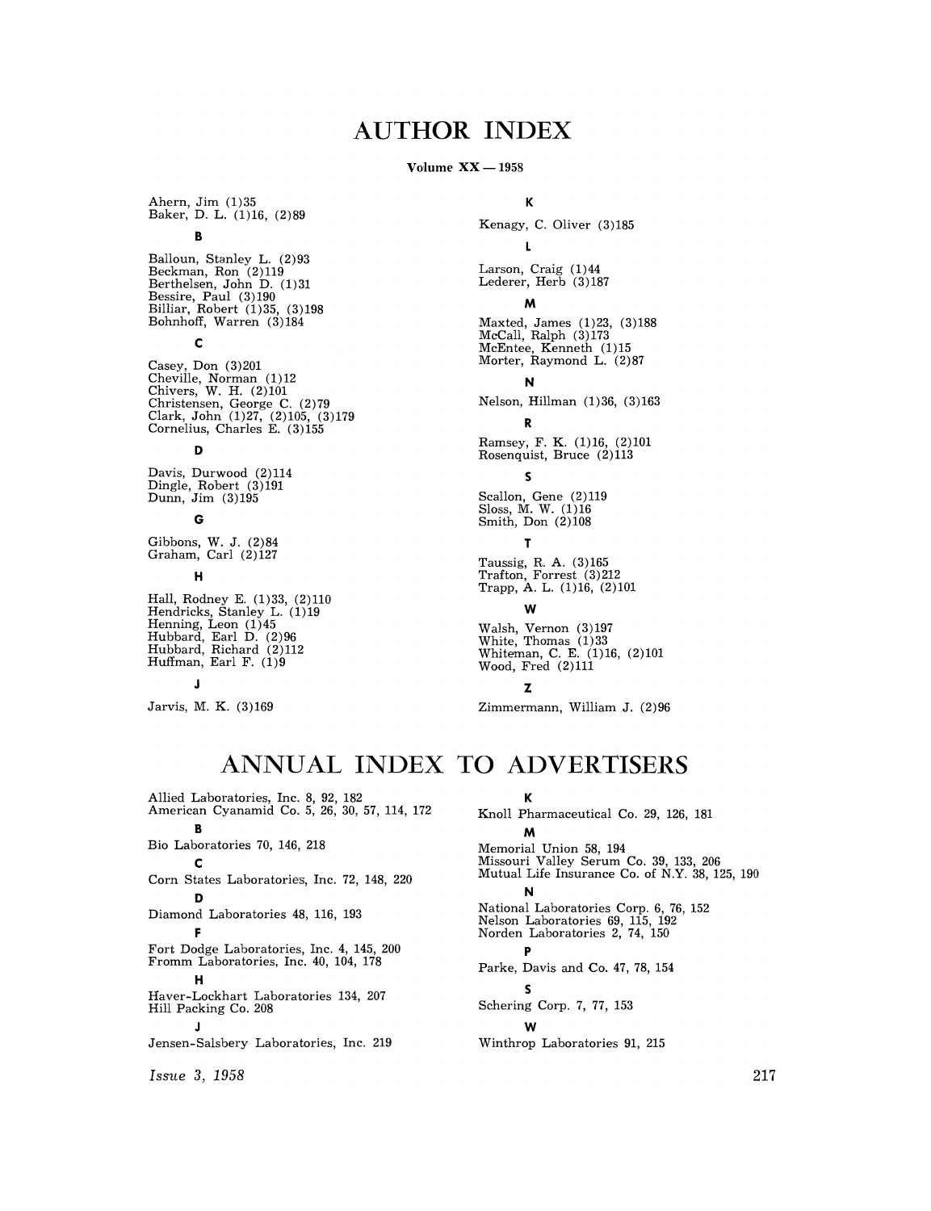# AUTHOR INDEX

**Volume XX — 1958**

Ahern, Jim (1)35
Baker, D. L. (1)16, (2)89

**B**

Balloun, Stanley L. (2)93
Beckman, Ron (2)119
Berthelsen, John D. (1)31
Bessire, Paul (3)190
Billiar, Robert (1)35, (3)198
Bohnhoff, Warren (3)184

**C**

Casey, Don (3)201
Cheville, Norman (1)12
Chivers, W. H. (2)101
Christensen, George C. (2)79
Clark, John (1)27, (2)105, (3)179
Cornelius, Charles E. (3)155

**D**

Davis, Durwood (2)114
Dingle, Robert (3)191
Dunn, Jim (3)195

**G**

Gibbons, W. J. (2)84
Graham, Carl (2)127

**H**

Hall, Rodney E. (1)33, (2)110
Hendricks, Stanley L. (1)19
Henning, Leon (1)45
Hubbard, Earl D. (2)96
Hubbard, Richard (2)112
Huffman, Earl F. (1)9

**J**

Jarvis, M. K. (3)169

**K**

Kenagy, C. Oliver (3)185

**L**

Larson, Craig (1)44
Lederer, Herb (3)187

**M**

Maxted, James (1)23, (3)188
McCall, Ralph (3)173
McEntee, Kenneth (1)15
Morter, Raymond L. (2)87

**N**

Nelson, Hillman (1)36, (3)163

**R**

Ramsey, F. K. (1)16, (2)101
Rosenquist, Bruce (2)113

**S**

Scallon, Gene (2)119
Sloss, M. W. (1)16
Smith, Don (2)108

**T**

Taussig, R. A. (3)165
Trafton, Forrest (3)212
Trapp, A. L. (1)16, (2)101

**W**

Walsh, Vernon (3)197
White, Thomas (1)33
Whiteman, C. E. (1)16, (2)101
Wood, Fred (2)111

**Z**

Zimmermann, William J. (2)96

# ANNUAL INDEX TO ADVERTISERS

Allied Laboratories, Inc. 8, 92, 182
American Cyanamid Co. 5, 26, 30, 57, 114, 172

**B**

Bio Laboratories 70, 146, 218

**C**

Corn States Laboratories, Inc. 72, 148, 220

**D**

Diamond Laboratories 48, 116, 193

**F**

Fort Dodge Laboratories, Inc. 4, 145, 200
Fromm Laboratories, Inc. 40, 104, 178

**H**

Haver-Lockhart Laboratories 134, 207
Hill Packing Co. 208

**J**

Jensen-Salsbery Laboratories, Inc. 219

**K**

Knoll Pharmaceutical Co. 29, 126, 181

**M**

Memorial Union 58, 194
Missouri Valley Serum Co. 39, 133, 206
Mutual Life Insurance Co. of N.Y. 38, 125, 190

**N**

National Laboratories Corp. 6, 76, 152
Nelson Laboratories 69, 115, 192
Norden Laboratories 2, 74, 150

**P**

Parke, Davis and Co. 47, 78, 154

**S**

Schering Corp. 7, 77, 153

**W**

Winthrop Laboratories 91, 215